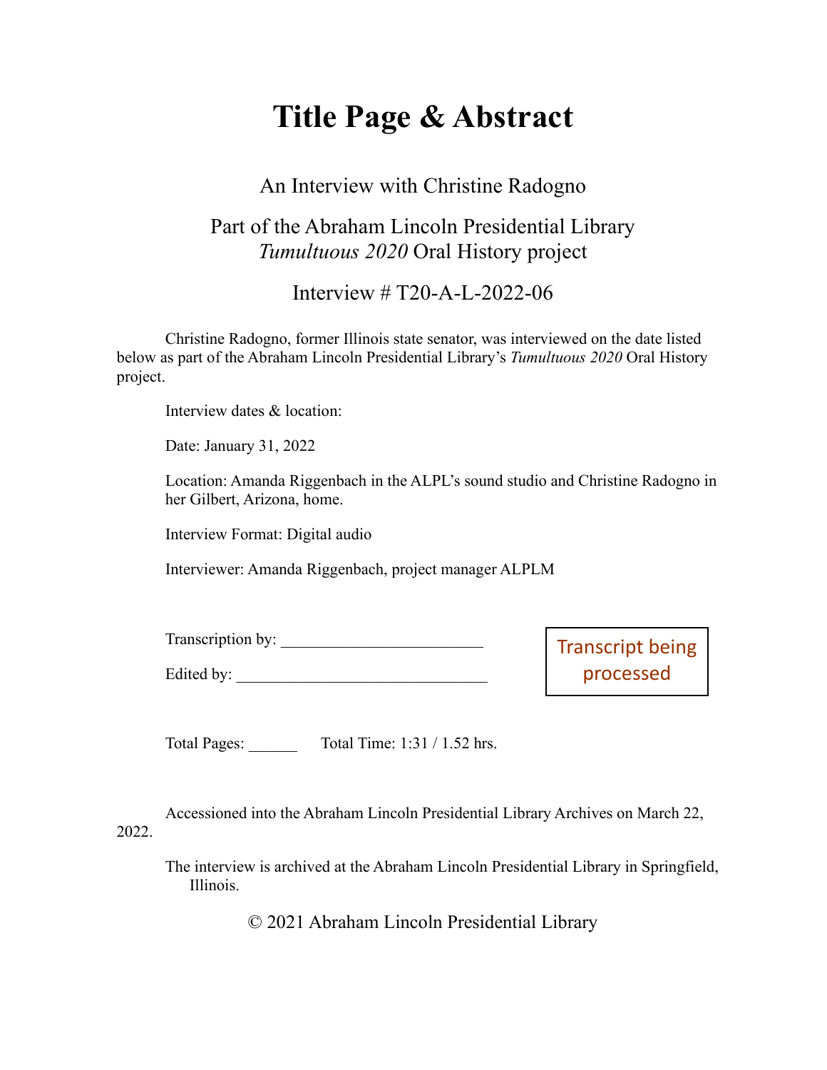# Title Page & Abstract

An Interview with Christine Radogno

Part of the Abraham Lincoln Presidential Library
*Tumultuous 2020* Oral History project

Interview # T20-A-L-2022-06

Christine Radogno, former Illinois state senator, was interviewed on the date listed below as part of the Abraham Lincoln Presidential Library's *Tumultuous 2020* Oral History project.

Interview dates & location:

Date: January 31, 2022

Location: Amanda Riggenbach in the ALPL's sound studio and Christine Radogno in her Gilbert, Arizona, home.

Interview Format: Digital audio

Interviewer: Amanda Riggenbach, project manager ALPLM

Transcription by: ________________________

Edited by: ______________________________

Transcript being processed

Total Pages: ______ Total Time: 1:31 / 1.52 hrs.

Accessioned into the Abraham Lincoln Presidential Library Archives on March 22, 2022.

The interview is archived at the Abraham Lincoln Presidential Library in Springfield, Illinois.

© 2021 Abraham Lincoln Presidential Library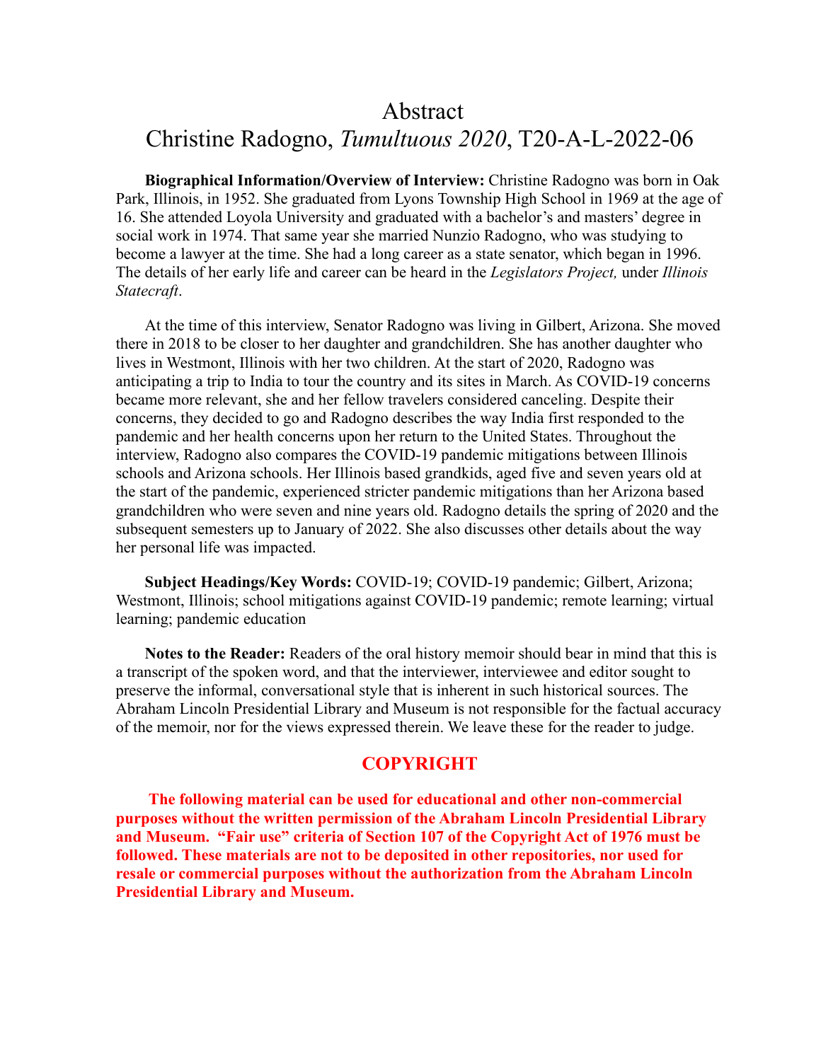# Abstract

## Christine Radogno, *Tumultuous 2020*, T20-A-L-2022-06

**Biographical Information/Overview of Interview:** Christine Radogno was born in Oak Park, Illinois, in 1952. She graduated from Lyons Township High School in 1969 at the age of 16. She attended Loyola University and graduated with a bachelor's and masters' degree in social work in 1974. That same year she married Nunzio Radogno, who was studying to become a lawyer at the time. She had a long career as a state senator, which began in 1996. The details of her early life and career can be heard in the *Legislators Project,* under *Illinois Statecraft*.

At the time of this interview, Senator Radogno was living in Gilbert, Arizona. She moved there in 2018 to be closer to her daughter and grandchildren. She has another daughter who lives in Westmont, Illinois with her two children. At the start of 2020, Radogno was anticipating a trip to India to tour the country and its sites in March. As COVID-19 concerns became more relevant, she and her fellow travelers considered canceling. Despite their concerns, they decided to go and Radogno describes the way India first responded to the pandemic and her health concerns upon her return to the United States. Throughout the interview, Radogno also compares the COVID-19 pandemic mitigations between Illinois schools and Arizona schools. Her Illinois based grandkids, aged five and seven years old at the start of the pandemic, experienced stricter pandemic mitigations than her Arizona based grandchildren who were seven and nine years old. Radogno details the spring of 2020 and the subsequent semesters up to January of 2022. She also discusses other details about the way her personal life was impacted.

**Subject Headings/Key Words:** COVID-19; COVID-19 pandemic; Gilbert, Arizona; Westmont, Illinois; school mitigations against COVID-19 pandemic; remote learning; virtual learning; pandemic education

**Notes to the Reader:** Readers of the oral history memoir should bear in mind that this is a transcript of the spoken word, and that the interviewer, interviewee and editor sought to preserve the informal, conversational style that is inherent in such historical sources. The Abraham Lincoln Presidential Library and Museum is not responsible for the factual accuracy of the memoir, nor for the views expressed therein. We leave these for the reader to judge.

## COPYRIGHT

**The following material can be used for educational and other non-commercial purposes without the written permission of the Abraham Lincoln Presidential Library and Museum. "Fair use" criteria of Section 107 of the Copyright Act of 1976 must be followed. These materials are not to be deposited in other repositories, nor used for resale or commercial purposes without the authorization from the Abraham Lincoln Presidential Library and Museum.**